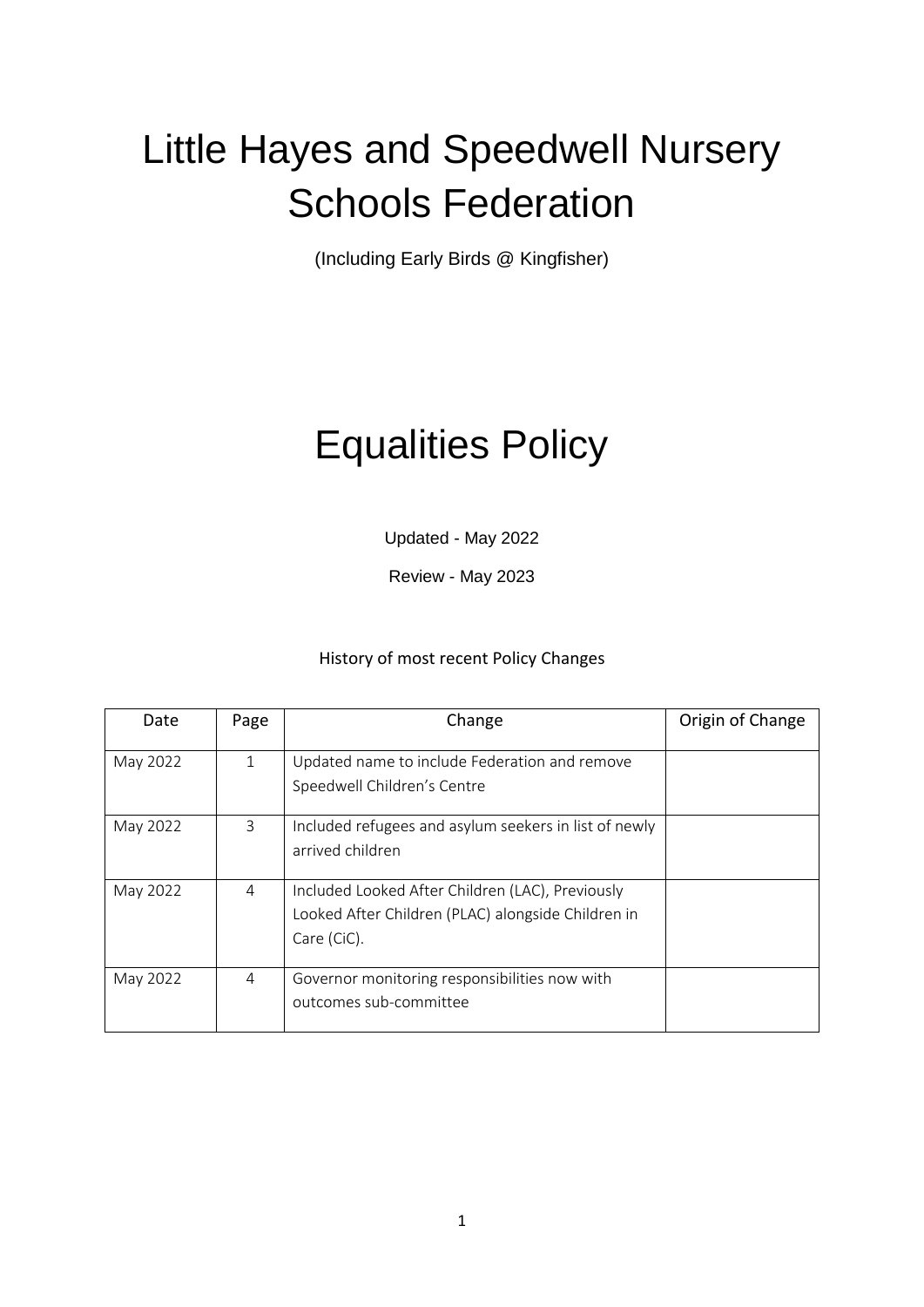# Little Hayes and Speedwell Nursery Schools Federation

(Including Early Birds @ Kingfisher)

# Equalities Policy

Updated - May 2022

Review - May 2023

History of most recent Policy Changes

| Date | Page | Change | Origin of Change |
|---|---|---|---|
| May 2022 | 1 | Updated name to include Federation and remove Speedwell Children's Centre | |
| May 2022 | 3 | Included refugees and asylum seekers in list of newly arrived children | |
| May 2022 | 4 | Included Looked After Children (LAC), Previously Looked After Children (PLAC) alongside Children in Care (CiC). | |
| May 2022 | 4 | Governor monitoring responsibilities now with outcomes sub-committee | |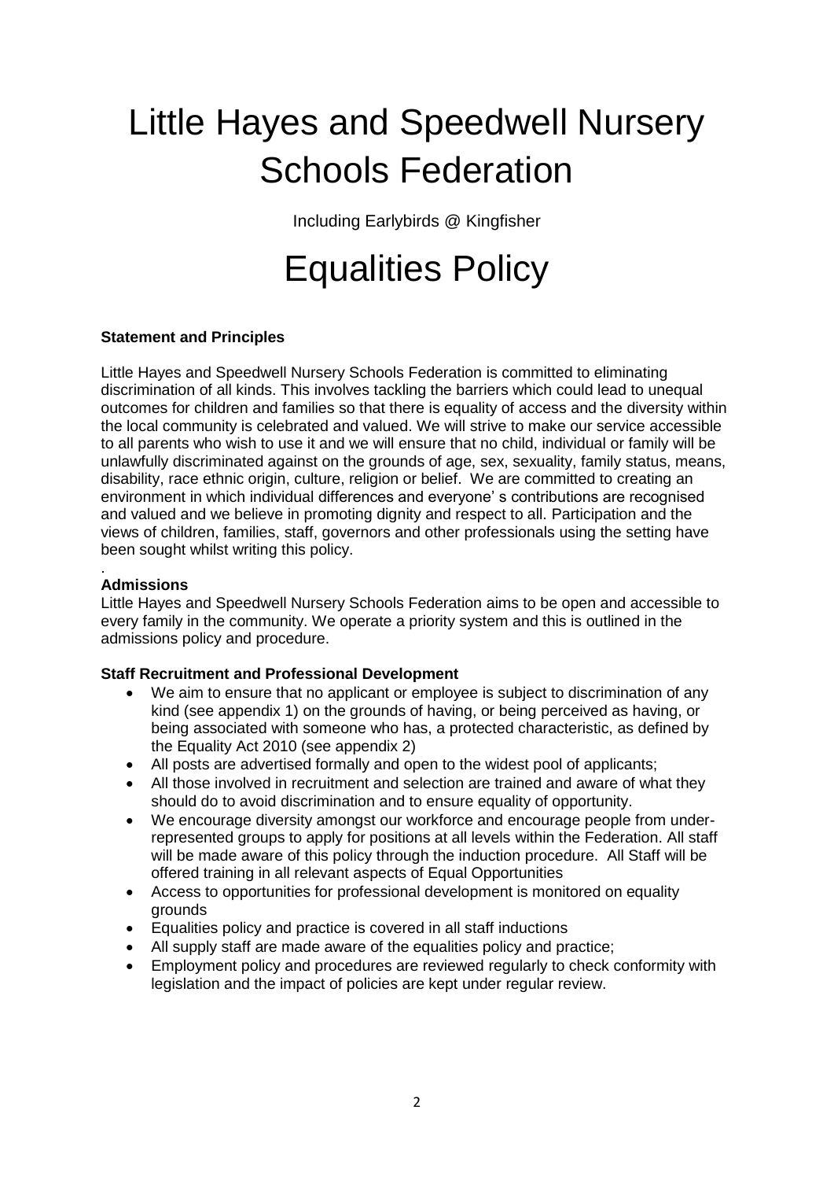# Little Hayes and Speedwell Nursery Schools Federation

Including Earlybirds @ Kingfisher

# Equalities Policy

**Statement and Principles**

Little Hayes and Speedwell Nursery Schools Federation is committed to eliminating discrimination of all kinds. This involves tackling the barriers which could lead to unequal outcomes for children and families so that there is equality of access and the diversity within the local community is celebrated and valued. We will strive to make our service accessible to all parents who wish to use it and we will ensure that no child, individual or family will be unlawfully discriminated against on the grounds of age, sex, sexuality, family status, means, disability, race ethnic origin, culture, religion or belief. We are committed to creating an environment in which individual differences and everyone' s contributions are recognised and valued and we believe in promoting dignity and respect to all. Participation and the views of children, families, staff, governors and other professionals using the setting have been sought whilst writing this policy.

.

**Admissions**

Little Hayes and Speedwell Nursery Schools Federation aims to be open and accessible to every family in the community. We operate a priority system and this is outlined in the admissions policy and procedure.

**Staff Recruitment and Professional Development**

- We aim to ensure that no applicant or employee is subject to discrimination of any kind (see appendix 1) on the grounds of having, or being perceived as having, or being associated with someone who has, a protected characteristic, as defined by the Equality Act 2010 (see appendix 2)
- All posts are advertised formally and open to the widest pool of applicants;
- All those involved in recruitment and selection are trained and aware of what they should do to avoid discrimination and to ensure equality of opportunity.
- We encourage diversity amongst our workforce and encourage people from under-represented groups to apply for positions at all levels within the Federation. All staff will be made aware of this policy through the induction procedure. All Staff will be offered training in all relevant aspects of Equal Opportunities
- Access to opportunities for professional development is monitored on equality grounds
- Equalities policy and practice is covered in all staff inductions
- All supply staff are made aware of the equalities policy and practice;
- Employment policy and procedures are reviewed regularly to check conformity with legislation and the impact of policies are kept under regular review.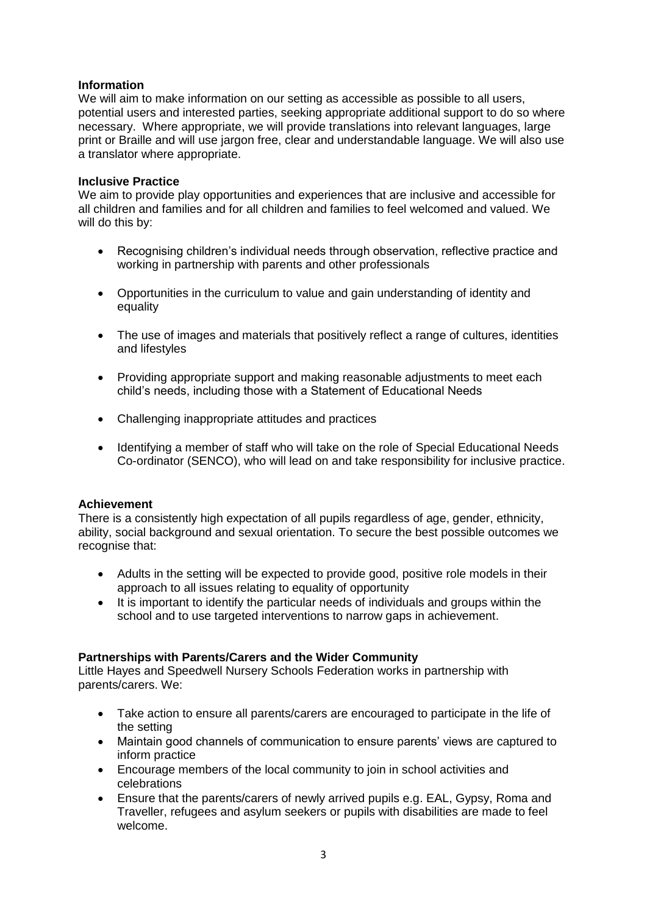**Information**

We will aim to make information on our setting as accessible as possible to all users, potential users and interested parties, seeking appropriate additional support to do so where necessary. Where appropriate, we will provide translations into relevant languages, large print or Braille and will use jargon free, clear and understandable language. We will also use a translator where appropriate.

**Inclusive Practice**

We aim to provide play opportunities and experiences that are inclusive and accessible for all children and families and for all children and families to feel welcomed and valued. We will do this by:

- Recognising children's individual needs through observation, reflective practice and working in partnership with parents and other professionals
- Opportunities in the curriculum to value and gain understanding of identity and equality
- The use of images and materials that positively reflect a range of cultures, identities and lifestyles
- Providing appropriate support and making reasonable adjustments to meet each child's needs, including those with a Statement of Educational Needs
- Challenging inappropriate attitudes and practices
- Identifying a member of staff who will take on the role of Special Educational Needs Co-ordinator (SENCO), who will lead on and take responsibility for inclusive practice.

**Achievement**

There is a consistently high expectation of all pupils regardless of age, gender, ethnicity, ability, social background and sexual orientation. To secure the best possible outcomes we recognise that:

- Adults in the setting will be expected to provide good, positive role models in their approach to all issues relating to equality of opportunity
- It is important to identify the particular needs of individuals and groups within the school and to use targeted interventions to narrow gaps in achievement.

**Partnerships with Parents/Carers and the Wider Community**

Little Hayes and Speedwell Nursery Schools Federation works in partnership with parents/carers. We:

- Take action to ensure all parents/carers are encouraged to participate in the life of the setting
- Maintain good channels of communication to ensure parents' views are captured to inform practice
- Encourage members of the local community to join in school activities and celebrations
- Ensure that the parents/carers of newly arrived pupils e.g. EAL, Gypsy, Roma and Traveller, refugees and asylum seekers or pupils with disabilities are made to feel welcome.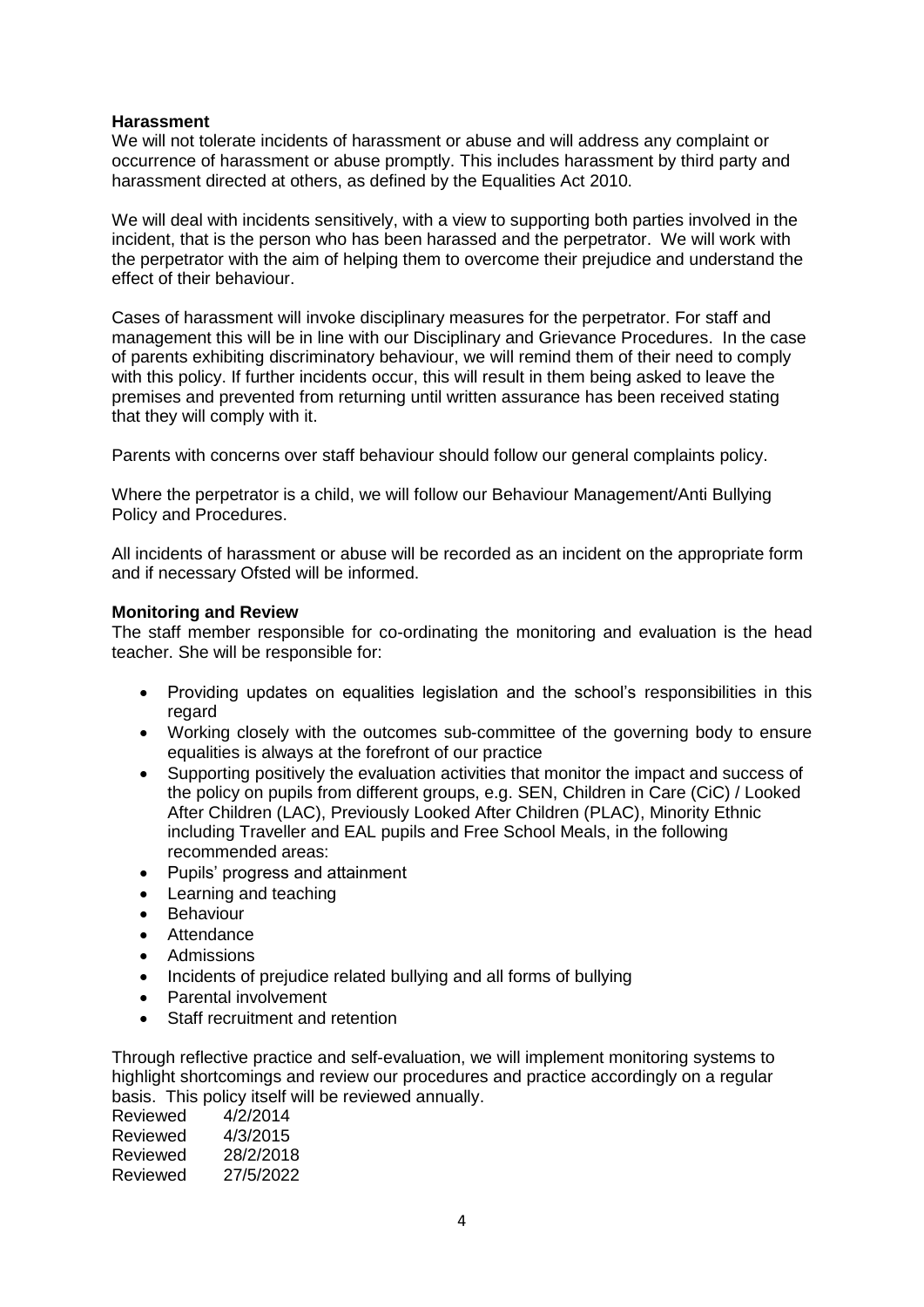**Harassment**

We will not tolerate incidents of harassment or abuse and will address any complaint or occurrence of harassment or abuse promptly. This includes harassment by third party and harassment directed at others, as defined by the Equalities Act 2010.

We will deal with incidents sensitively, with a view to supporting both parties involved in the incident, that is the person who has been harassed and the perpetrator. We will work with the perpetrator with the aim of helping them to overcome their prejudice and understand the effect of their behaviour.

Cases of harassment will invoke disciplinary measures for the perpetrator. For staff and management this will be in line with our Disciplinary and Grievance Procedures. In the case of parents exhibiting discriminatory behaviour, we will remind them of their need to comply with this policy. If further incidents occur, this will result in them being asked to leave the premises and prevented from returning until written assurance has been received stating that they will comply with it.

Parents with concerns over staff behaviour should follow our general complaints policy.

Where the perpetrator is a child, we will follow our Behaviour Management/Anti Bullying Policy and Procedures.

All incidents of harassment or abuse will be recorded as an incident on the appropriate form and if necessary Ofsted will be informed.

**Monitoring and Review**

The staff member responsible for co-ordinating the monitoring and evaluation is the head teacher. She will be responsible for:

- Providing updates on equalities legislation and the school's responsibilities in this regard
- Working closely with the outcomes sub-committee of the governing body to ensure equalities is always at the forefront of our practice
- Supporting positively the evaluation activities that monitor the impact and success of the policy on pupils from different groups, e.g. SEN, Children in Care (CiC) / Looked After Children (LAC), Previously Looked After Children (PLAC), Minority Ethnic including Traveller and EAL pupils and Free School Meals, in the following recommended areas:
- Pupils' progress and attainment
- Learning and teaching
- Behaviour
- Attendance
- Admissions
- Incidents of prejudice related bullying and all forms of bullying
- Parental involvement
- Staff recruitment and retention

Through reflective practice and self-evaluation, we will implement monitoring systems to highlight shortcomings and review our procedures and practice accordingly on a regular basis. This policy itself will be reviewed annually.

Reviewed 4/2/2014
Reviewed 4/3/2015
Reviewed 28/2/2018
Reviewed 27/5/2022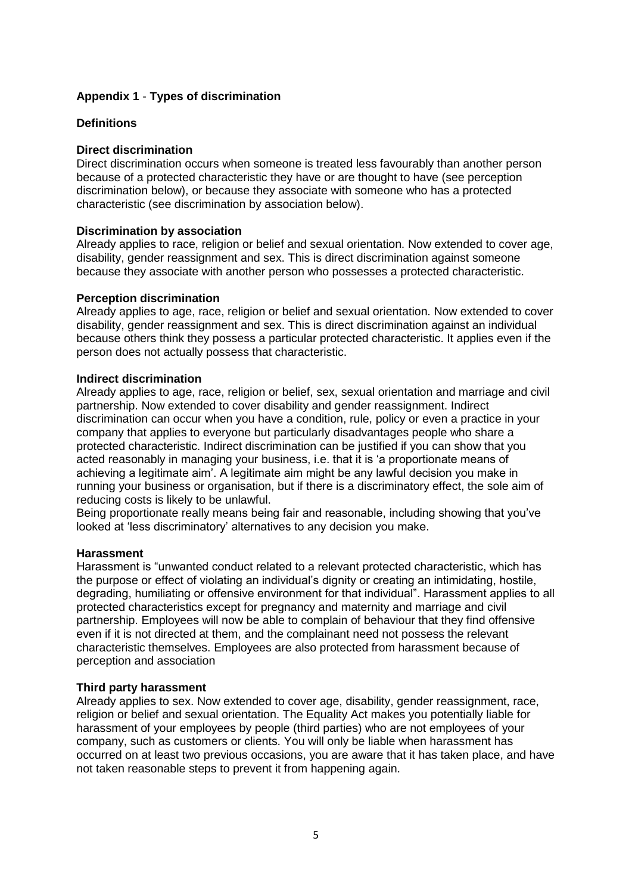## Appendix 1 - Types of discrimination

### Definitions

**Direct discrimination**
Direct discrimination occurs when someone is treated less favourably than another person because of a protected characteristic they have or are thought to have (see perception discrimination below), or because they associate with someone who has a protected characteristic (see discrimination by association below).

**Discrimination by association**
Already applies to race, religion or belief and sexual orientation. Now extended to cover age, disability, gender reassignment and sex. This is direct discrimination against someone because they associate with another person who possesses a protected characteristic.

**Perception discrimination**
Already applies to age, race, religion or belief and sexual orientation. Now extended to cover disability, gender reassignment and sex. This is direct discrimination against an individual because others think they possess a particular protected characteristic. It applies even if the person does not actually possess that characteristic.

**Indirect discrimination**
Already applies to age, race, religion or belief, sex, sexual orientation and marriage and civil partnership. Now extended to cover disability and gender reassignment. Indirect discrimination can occur when you have a condition, rule, policy or even a practice in your company that applies to everyone but particularly disadvantages people who share a protected characteristic. Indirect discrimination can be justified if you can show that you acted reasonably in managing your business, i.e. that it is 'a proportionate means of achieving a legitimate aim'. A legitimate aim might be any lawful decision you make in running your business or organisation, but if there is a discriminatory effect, the sole aim of reducing costs is likely to be unlawful.
Being proportionate really means being fair and reasonable, including showing that you've looked at 'less discriminatory' alternatives to any decision you make.

**Harassment**
Harassment is "unwanted conduct related to a relevant protected characteristic, which has the purpose or effect of violating an individual's dignity or creating an intimidating, hostile, degrading, humiliating or offensive environment for that individual". Harassment applies to all protected characteristics except for pregnancy and maternity and marriage and civil partnership. Employees will now be able to complain of behaviour that they find offensive even if it is not directed at them, and the complainant need not possess the relevant characteristic themselves. Employees are also protected from harassment because of perception and association

**Third party harassment**
Already applies to sex. Now extended to cover age, disability, gender reassignment, race, religion or belief and sexual orientation. The Equality Act makes you potentially liable for harassment of your employees by people (third parties) who are not employees of your company, such as customers or clients. You will only be liable when harassment has occurred on at least two previous occasions, you are aware that it has taken place, and have not taken reasonable steps to prevent it from happening again.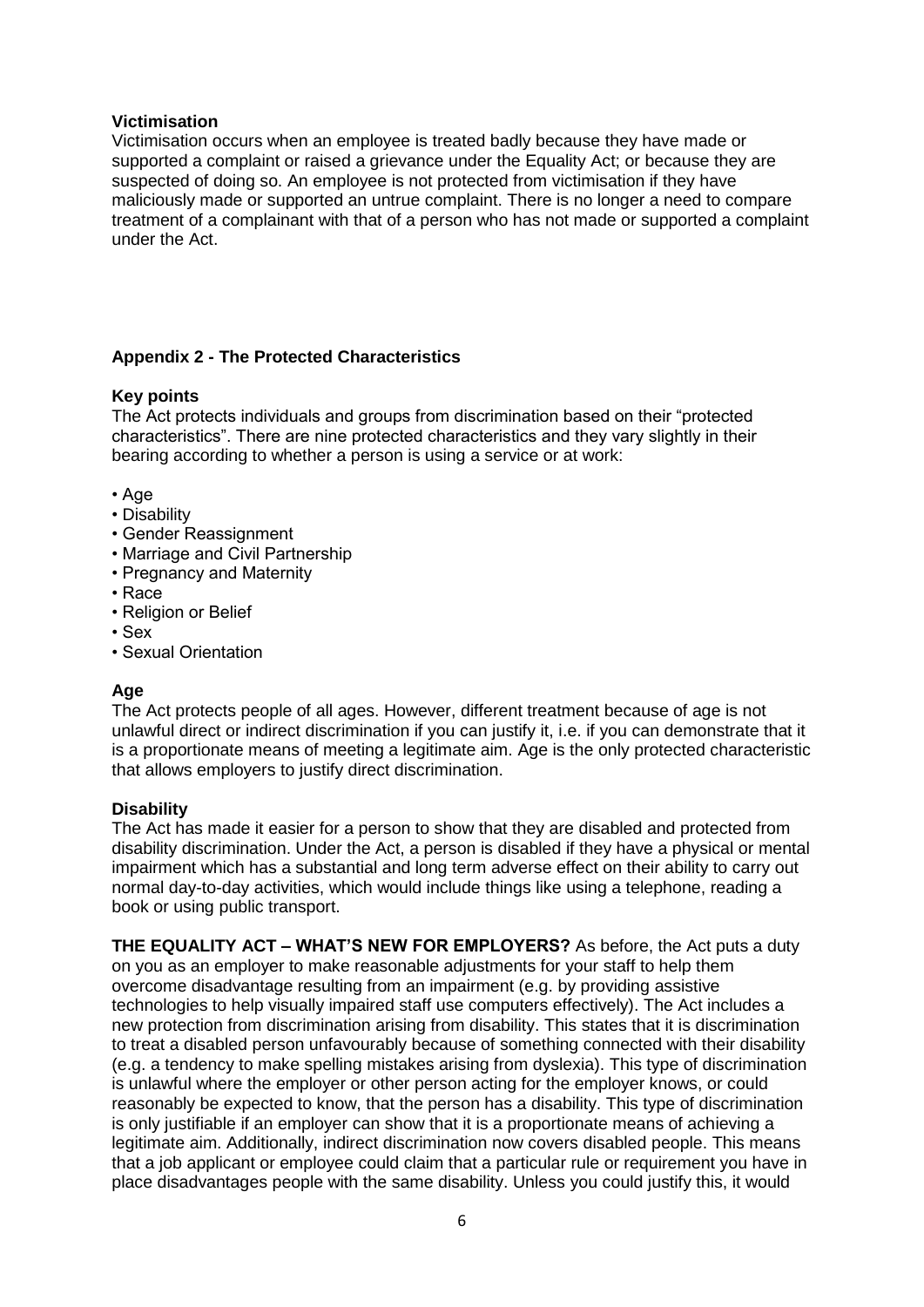**Victimisation**

Victimisation occurs when an employee is treated badly because they have made or supported a complaint or raised a grievance under the Equality Act; or because they are suspected of doing so. An employee is not protected from victimisation if they have maliciously made or supported an untrue complaint. There is no longer a need to compare treatment of a complainant with that of a person who has not made or supported a complaint under the Act.

## Appendix 2 - The Protected Characteristics

**Key points**

The Act protects individuals and groups from discrimination based on their "protected characteristics". There are nine protected characteristics and they vary slightly in their bearing according to whether a person is using a service or at work:

- Age
- Disability
- Gender Reassignment
- Marriage and Civil Partnership
- Pregnancy and Maternity
- Race
- Religion or Belief
- Sex
- Sexual Orientation

**Age**

The Act protects people of all ages. However, different treatment because of age is not unlawful direct or indirect discrimination if you can justify it, i.e. if you can demonstrate that it is a proportionate means of meeting a legitimate aim. Age is the only protected characteristic that allows employers to justify direct discrimination.

**Disability**

The Act has made it easier for a person to show that they are disabled and protected from disability discrimination. Under the Act, a person is disabled if they have a physical or mental impairment which has a substantial and long term adverse effect on their ability to carry out normal day-to-day activities, which would include things like using a telephone, reading a book or using public transport.

**THE EQUALITY ACT – WHAT'S NEW FOR EMPLOYERS?** As before, the Act puts a duty on you as an employer to make reasonable adjustments for your staff to help them overcome disadvantage resulting from an impairment (e.g. by providing assistive technologies to help visually impaired staff use computers effectively). The Act includes a new protection from discrimination arising from disability. This states that it is discrimination to treat a disabled person unfavourably because of something connected with their disability (e.g. a tendency to make spelling mistakes arising from dyslexia). This type of discrimination is unlawful where the employer or other person acting for the employer knows, or could reasonably be expected to know, that the person has a disability. This type of discrimination is only justifiable if an employer can show that it is a proportionate means of achieving a legitimate aim. Additionally, indirect discrimination now covers disabled people. This means that a job applicant or employee could claim that a particular rule or requirement you have in place disadvantages people with the same disability. Unless you could justify this, it would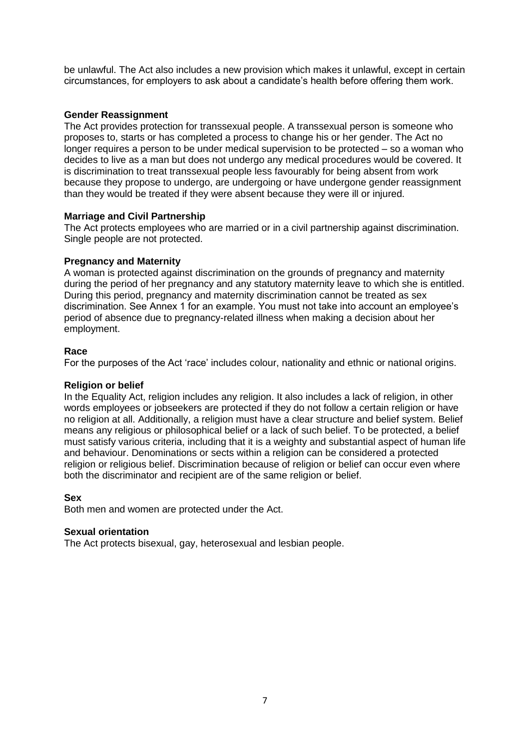be unlawful. The Act also includes a new provision which makes it unlawful, except in certain circumstances, for employers to ask about a candidate's health before offering them work.

**Gender Reassignment**

The Act provides protection for transsexual people. A transsexual person is someone who proposes to, starts or has completed a process to change his or her gender. The Act no longer requires a person to be under medical supervision to be protected – so a woman who decides to live as a man but does not undergo any medical procedures would be covered. It is discrimination to treat transsexual people less favourably for being absent from work because they propose to undergo, are undergoing or have undergone gender reassignment than they would be treated if they were absent because they were ill or injured.

**Marriage and Civil Partnership**

The Act protects employees who are married or in a civil partnership against discrimination. Single people are not protected.

**Pregnancy and Maternity**

A woman is protected against discrimination on the grounds of pregnancy and maternity during the period of her pregnancy and any statutory maternity leave to which she is entitled. During this period, pregnancy and maternity discrimination cannot be treated as sex discrimination. See Annex 1 for an example. You must not take into account an employee's period of absence due to pregnancy-related illness when making a decision about her employment.

**Race**

For the purposes of the Act 'race' includes colour, nationality and ethnic or national origins.

**Religion or belief**

In the Equality Act, religion includes any religion. It also includes a lack of religion, in other words employees or jobseekers are protected if they do not follow a certain religion or have no religion at all. Additionally, a religion must have a clear structure and belief system. Belief means any religious or philosophical belief or a lack of such belief. To be protected, a belief must satisfy various criteria, including that it is a weighty and substantial aspect of human life and behaviour. Denominations or sects within a religion can be considered a protected religion or religious belief. Discrimination because of religion or belief can occur even where both the discriminator and recipient are of the same religion or belief.

**Sex**

Both men and women are protected under the Act.

**Sexual orientation**

The Act protects bisexual, gay, heterosexual and lesbian people.